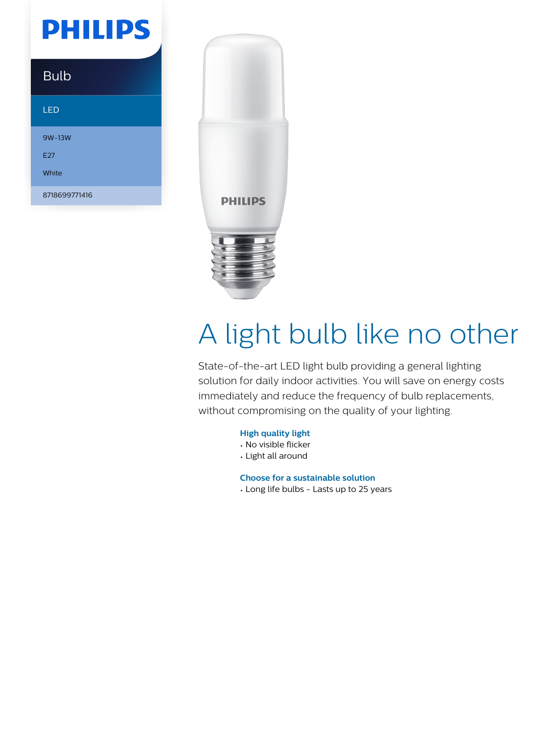PHILIPS

Bulb

LED

9W-13W

E27

White

8718699771416

# A light bulb like no other

State-of-the-art LED light bulb providing a general lighting solution for daily indoor activities. You will save on energy costs immediately and reduce the frequency of bulb replacements, without compromising on the quality of your lighting.

**High quality light**

- No visible flicker
- Light all around

**Choose for a sustainable solution**

- Long life bulbs - Lasts up to 25 years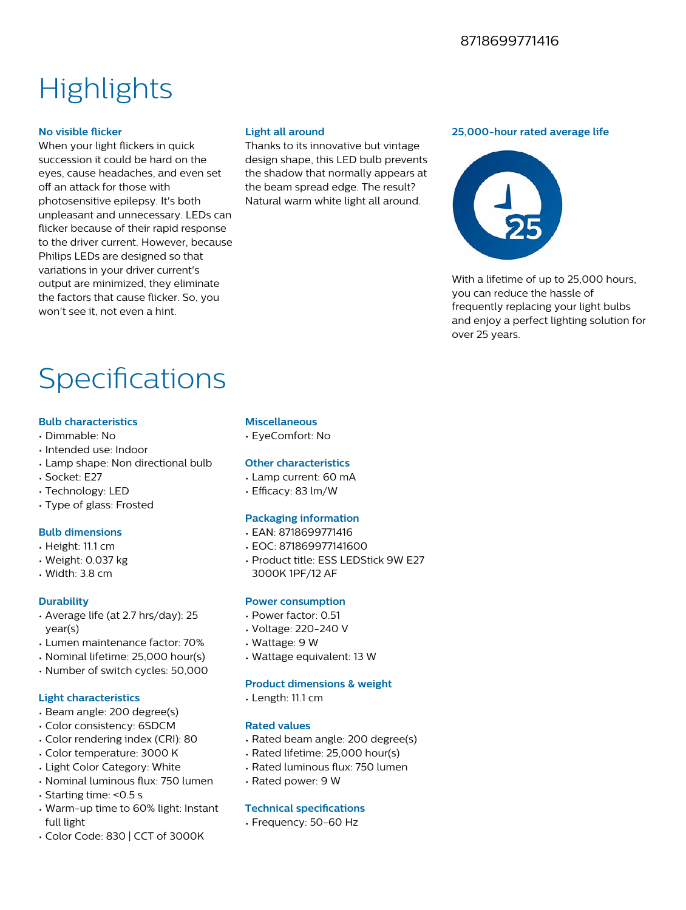8718699771416

# Highlights

### No visible flicker

When your light flickers in quick succession it could be hard on the eyes, cause headaches, and even set off an attack for those with photosensitive epilepsy. It's both unpleasant and unnecessary. LEDs can flicker because of their rapid response to the driver current. However, because Philips LEDs are designed so that variations in your driver current's output are minimized, they eliminate the factors that cause flicker. So, you won't see it, not even a hint.

### Light all around

Thanks to its innovative but vintage design shape, this LED bulb prevents the shadow that normally appears at the beam spread edge. The result? Natural warm white light all around.

### 25,000-hour rated average life

With a lifetime of up to 25,000 hours, you can reduce the hassle of frequently replacing your light bulbs and enjoy a perfect lighting solution for over 25 years.

# Specifications

### Bulb characteristics

- Dimmable: No
- Intended use: Indoor
- Lamp shape: Non directional bulb
- Socket: E27
- Technology: LED
- Type of glass: Frosted

### Bulb dimensions

- Height: 11.1 cm
- Weight: 0.037 kg
- Width: 3.8 cm

### Durability

- Average life (at 2.7 hrs/day): 25 year(s)
- Lumen maintenance factor: 70%
- Nominal lifetime: 25,000 hour(s)
- Number of switch cycles: 50,000

### Light characteristics

- Beam angle: 200 degree(s)
- Color consistency: 6SDCM
- Color rendering index (CRI): 80
- Color temperature: 3000 K
- Light Color Category: White
- Nominal luminous flux: 750 lumen
- Starting time: <0.5 s
- Warm-up time to 60% light: Instant full light
- Color Code: 830 | CCT of 3000K

### Miscellaneous

- EyeComfort: No

### Other characteristics

- Lamp current: 60 mA
- Efficacy: 83 lm/W

### Packaging information

- EAN: 8718699771416
- EOC: 871869977141600
- Product title: ESS LEDStick 9W E27 3000K 1PF/12 AF

### Power consumption

- Power factor: 0.51
- Voltage: 220-240 V
- Wattage: 9 W
- Wattage equivalent: 13 W

### Product dimensions & weight

- Length: 11.1 cm

### Rated values

- Rated beam angle: 200 degree(s)
- Rated lifetime: 25,000 hour(s)
- Rated luminous flux: 750 lumen
- Rated power: 9 W

### Technical specifications

- Frequency: 50-60 Hz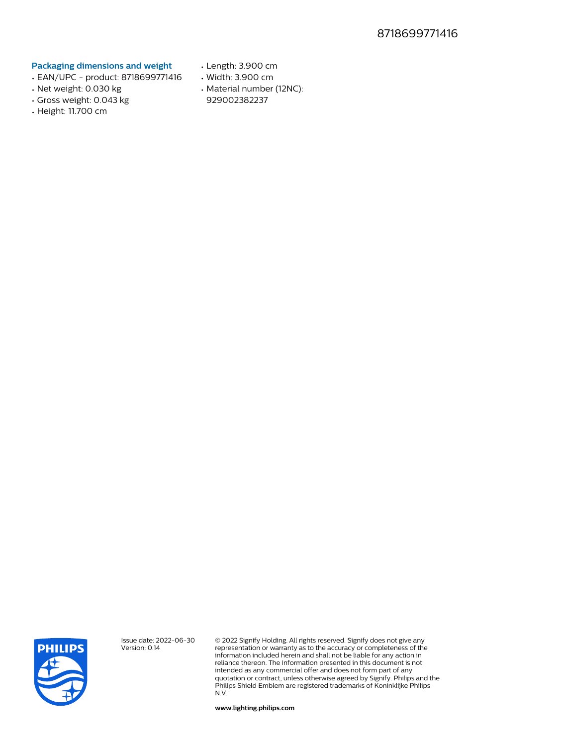### Packaging dimensions and weight

- EAN/UPC - product: 8718699771416
- Net weight: 0.030 kg
- Gross weight: 0.043 kg
- Height: 11.700 cm
- Length: 3.900 cm
- Width: 3.900 cm
- Material number (12NC): 929002382237

Issue date: 2022-06-30
Version: 0.14

© 2022 Signify Holding. All rights reserved. Signify does not give any representation or warranty as to the accuracy or completeness of the information included herein and shall not be liable for any action in reliance thereon. The information presented in this document is not intended as any commercial offer and does not form part of any quotation or contract, unless otherwise agreed by Signify. Philips and the Philips Shield Emblem are registered trademarks of Koninklijke Philips N.V.

**www.lighting.philips.com**